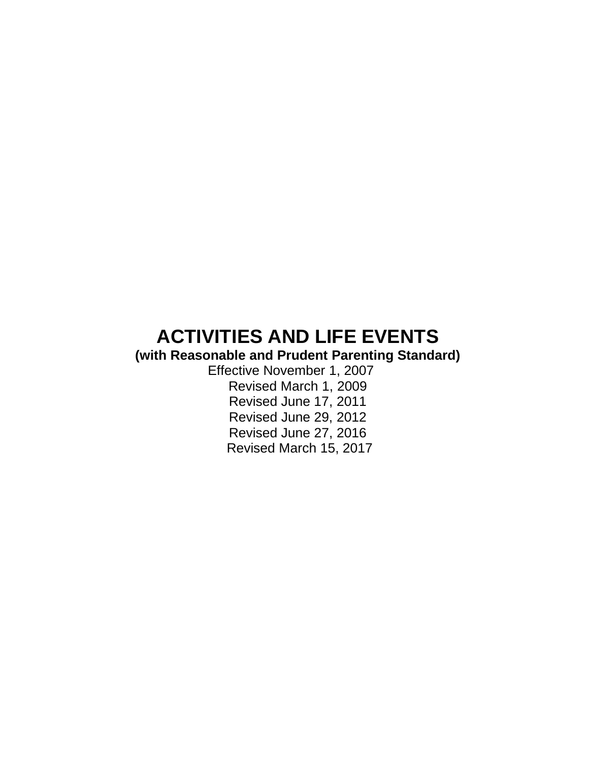# ACTIVITIES AND LIFE EVENTS

**(with Reasonable and Prudent Parenting Standard)**

Effective November 1, 2007

Revised March 1, 2009

Revised June 17, 2011

Revised June 29, 2012

Revised June 27, 2016

Revised March 15, 2017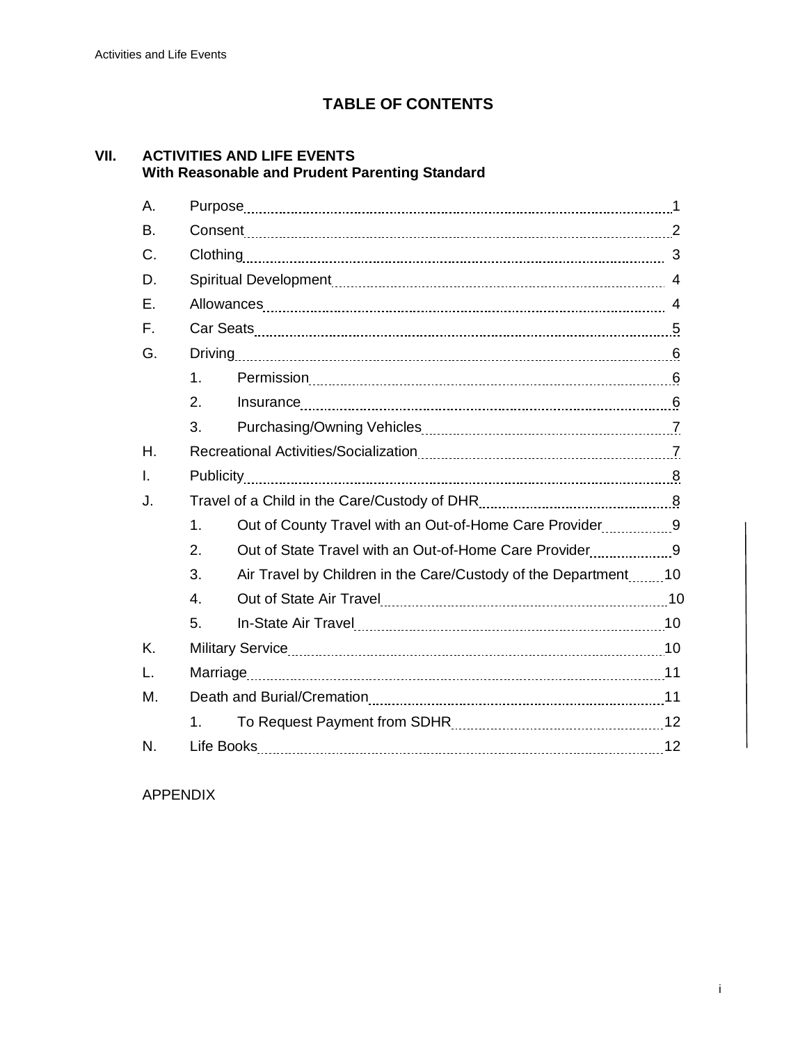# TABLE OF CONTENTS

## VII. ACTIVITIES AND LIFE EVENTS
**With Reasonable and Prudent Parenting Standard**

| | | | |
|---|---|---|---|
| A. | Purpose | | 1 |
| B. | Consent | | 2 |
| C. | Clothing | | 3 |
| D. | Spiritual Development | | 4 |
| E. | Allowances | | 4 |
| F. | Car Seats | | 5 |
| G. | Driving | | 6 |
| | 1. | Permission | 6 |
| | 2. | Insurance | 6 |
| | 3. | Purchasing/Owning Vehicles | 7 |
| H. | Recreational Activities/Socialization | | 7 |
| I. | Publicity | | 8 |
| J. | Travel of a Child in the Care/Custody of DHR | | 8 |
| | 1. | Out of County Travel with an Out-of-Home Care Provider | 9 |
| | 2. | Out of State Travel with an Out-of-Home Care Provider | 9 |
| | 3. | Air Travel by Children in the Care/Custody of the Department | 10 |
| | 4. | Out of State Air Travel | 10 |
| | 5. | In-State Air Travel | 10 |
| K. | Military Service | | 10 |
| L. | Marriage | | 11 |
| M. | Death and Burial/Cremation | | 11 |
| | 1. | To Request Payment from SDHR | 12 |
| N. | Life Books | | 12 |

APPENDIX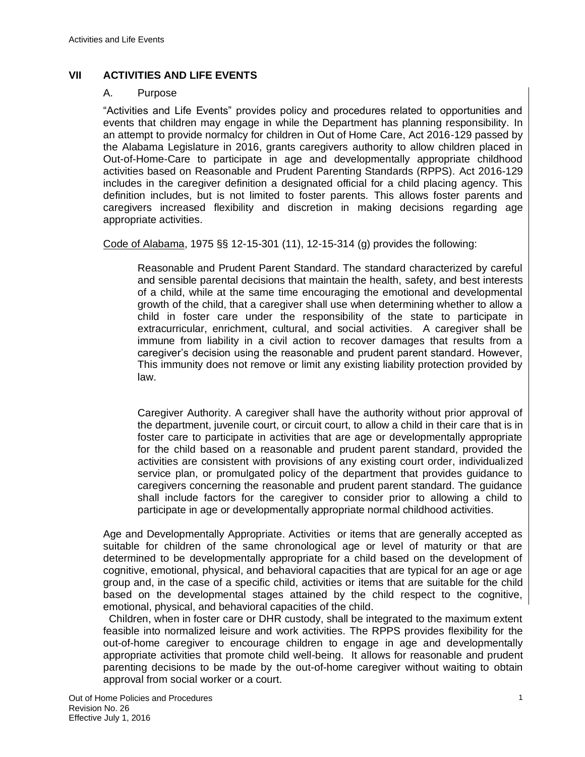## VII ACTIVITIES AND LIFE EVENTS

### A. Purpose

"Activities and Life Events" provides policy and procedures related to opportunities and events that children may engage in while the Department has planning responsibility. In an attempt to provide normalcy for children in Out of Home Care, Act 2016-129 passed by the Alabama Legislature in 2016, grants caregivers authority to allow children placed in Out-of-Home-Care to participate in age and developmentally appropriate childhood activities based on Reasonable and Prudent Parenting Standards (RPPS). Act 2016-129 includes in the caregiver definition a designated official for a child placing agency. This definition includes, but is not limited to foster parents. This allows foster parents and caregivers increased flexibility and discretion in making decisions regarding age appropriate activities.

Code of Alabama, 1975 §§ 12-15-301 (11), 12-15-314 (g) provides the following:

> Reasonable and Prudent Parent Standard. The standard characterized by careful and sensible parental decisions that maintain the health, safety, and best interests of a child, while at the same time encouraging the emotional and developmental growth of the child, that a caregiver shall use when determining whether to allow a child in foster care under the responsibility of the state to participate in extracurricular, enrichment, cultural, and social activities. A caregiver shall be immune from liability in a civil action to recover damages that results from a caregiver's decision using the reasonable and prudent parent standard. However, This immunity does not remove or limit any existing liability protection provided by law.
>
> Caregiver Authority. A caregiver shall have the authority without prior approval of the department, juvenile court, or circuit court, to allow a child in their care that is in foster care to participate in activities that are age or developmentally appropriate for the child based on a reasonable and prudent parent standard, provided the activities are consistent with provisions of any existing court order, individualized service plan, or promulgated policy of the department that provides guidance to caregivers concerning the reasonable and prudent parent standard. The guidance shall include factors for the caregiver to consider prior to allowing a child to participate in age or developmentally appropriate normal childhood activities.

Age and Developmentally Appropriate. Activities or items that are generally accepted as suitable for children of the same chronological age or level of maturity or that are determined to be developmentally appropriate for a child based on the development of cognitive, emotional, physical, and behavioral capacities that are typical for an age or age group and, in the case of a specific child, activities or items that are suitable for the child based on the developmental stages attained by the child respect to the cognitive, emotional, physical, and behavioral capacities of the child.

Children, when in foster care or DHR custody, shall be integrated to the maximum extent feasible into normalized leisure and work activities. The RPPS provides flexibility for the out-of-home caregiver to encourage children to engage in age and developmentally appropriate activities that promote child well-being. It allows for reasonable and prudent parenting decisions to be made by the out-of-home caregiver without waiting to obtain approval from social worker or a court.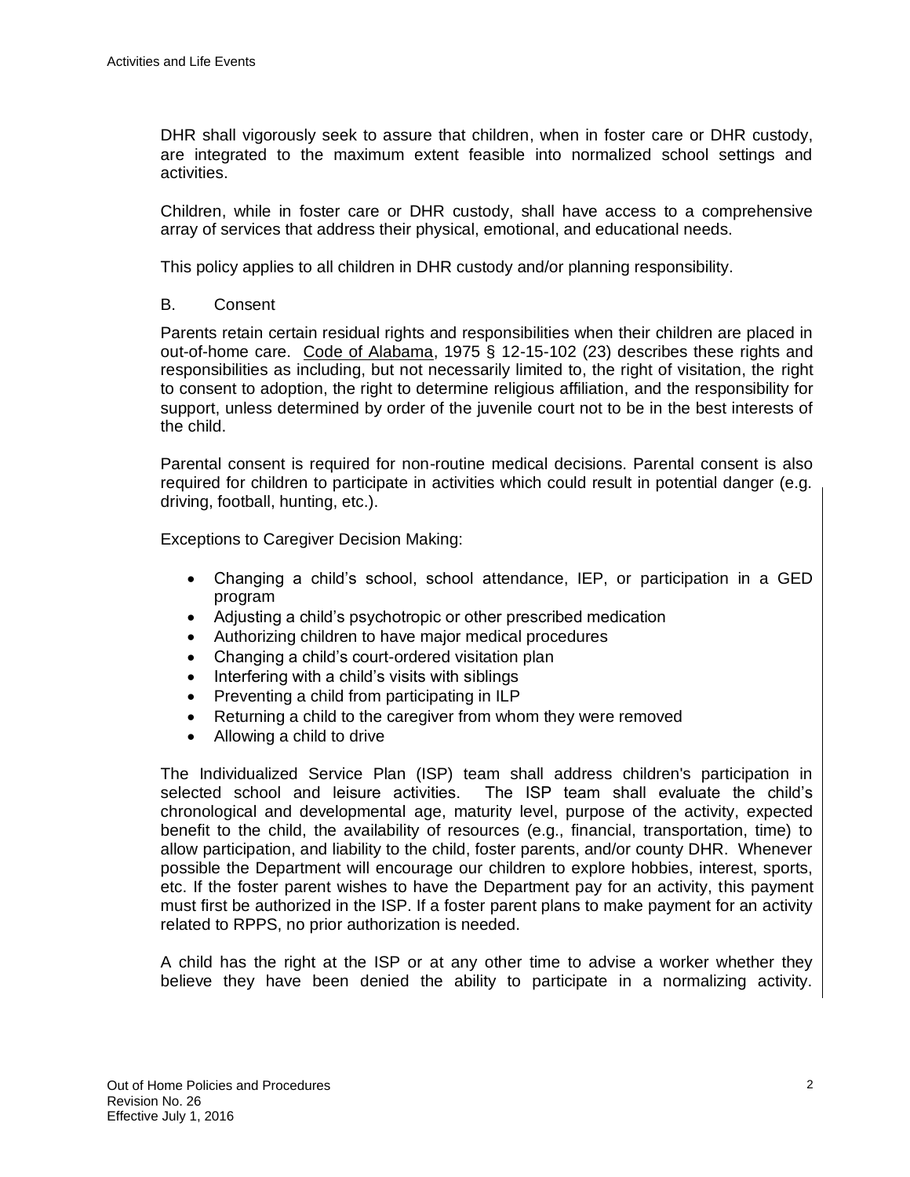DHR shall vigorously seek to assure that children, when in foster care or DHR custody, are integrated to the maximum extent feasible into normalized school settings and activities.

Children, while in foster care or DHR custody, shall have access to a comprehensive array of services that address their physical, emotional, and educational needs.

This policy applies to all children in DHR custody and/or planning responsibility.

B. Consent

Parents retain certain residual rights and responsibilities when their children are placed in out-of-home care. Code of Alabama, 1975 § 12-15-102 (23) describes these rights and responsibilities as including, but not necessarily limited to, the right of visitation, the right to consent to adoption, the right to determine religious affiliation, and the responsibility for support, unless determined by order of the juvenile court not to be in the best interests of the child.

Parental consent is required for non-routine medical decisions. Parental consent is also required for children to participate in activities which could result in potential danger (e.g. driving, football, hunting, etc.).

Exceptions to Caregiver Decision Making:

- Changing a child's school, school attendance, IEP, or participation in a GED program
- Adjusting a child's psychotropic or other prescribed medication
- Authorizing children to have major medical procedures
- Changing a child's court-ordered visitation plan
- Interfering with a child's visits with siblings
- Preventing a child from participating in ILP
- Returning a child to the caregiver from whom they were removed
- Allowing a child to drive

The Individualized Service Plan (ISP) team shall address children's participation in selected school and leisure activities. The ISP team shall evaluate the child's chronological and developmental age, maturity level, purpose of the activity, expected benefit to the child, the availability of resources (e.g., financial, transportation, time) to allow participation, and liability to the child, foster parents, and/or county DHR. Whenever possible the Department will encourage our children to explore hobbies, interest, sports, etc. If the foster parent wishes to have the Department pay for an activity, this payment must first be authorized in the ISP. If a foster parent plans to make payment for an activity related to RPPS, no prior authorization is needed.

A child has the right at the ISP or at any other time to advise a worker whether they believe they have been denied the ability to participate in a normalizing activity.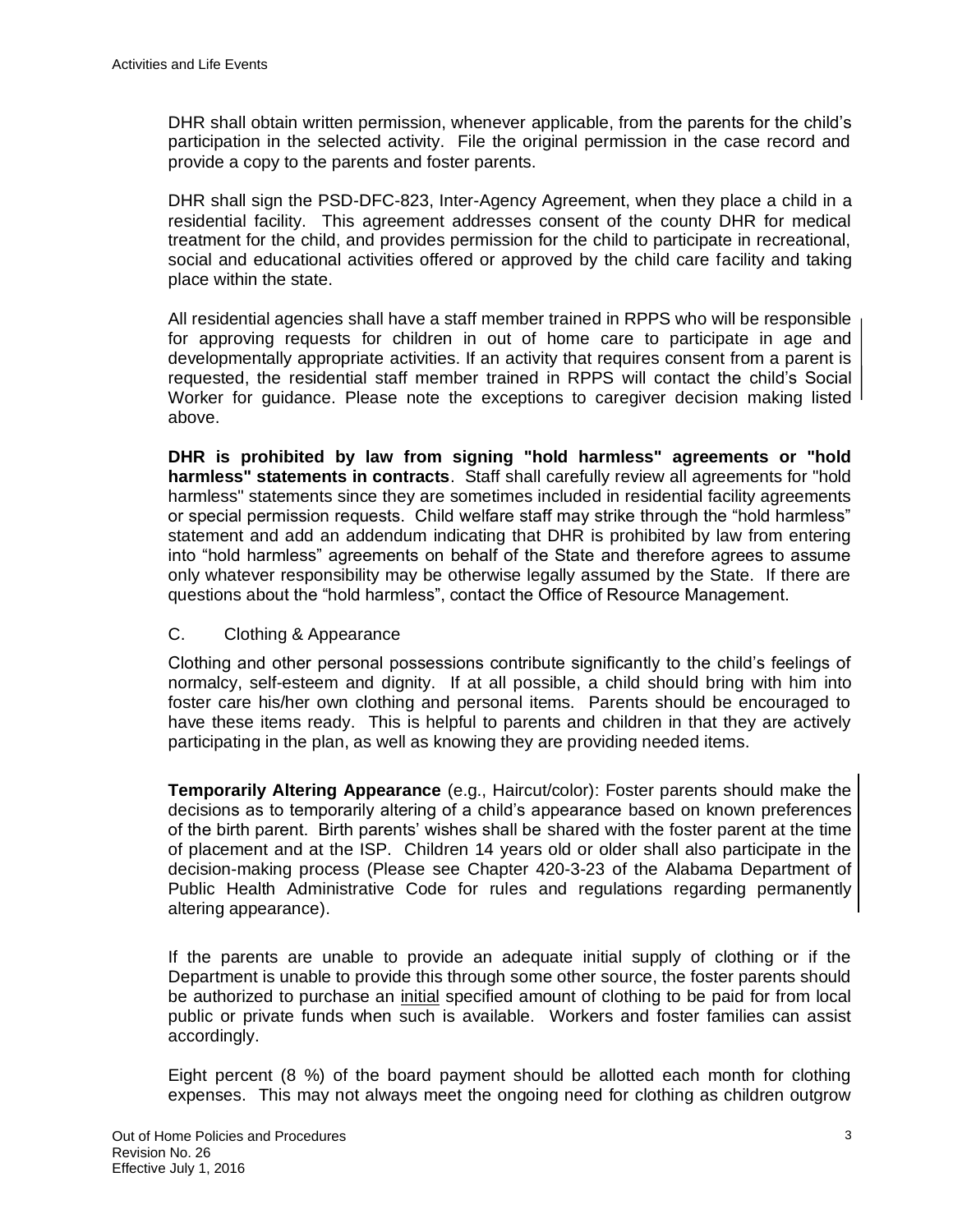DHR shall obtain written permission, whenever applicable, from the parents for the child's participation in the selected activity. File the original permission in the case record and provide a copy to the parents and foster parents.

DHR shall sign the PSD-DFC-823, Inter-Agency Agreement, when they place a child in a residential facility. This agreement addresses consent of the county DHR for medical treatment for the child, and provides permission for the child to participate in recreational, social and educational activities offered or approved by the child care facility and taking place within the state.

All residential agencies shall have a staff member trained in RPPS who will be responsible for approving requests for children in out of home care to participate in age and developmentally appropriate activities. If an activity that requires consent from a parent is requested, the residential staff member trained in RPPS will contact the child's Social Worker for guidance. Please note the exceptions to caregiver decision making listed above.

**DHR is prohibited by law from signing "hold harmless" agreements or "hold harmless" statements in contracts**. Staff shall carefully review all agreements for "hold harmless" statements since they are sometimes included in residential facility agreements or special permission requests. Child welfare staff may strike through the "hold harmless" statement and add an addendum indicating that DHR is prohibited by law from entering into "hold harmless" agreements on behalf of the State and therefore agrees to assume only whatever responsibility may be otherwise legally assumed by the State. If there are questions about the "hold harmless", contact the Office of Resource Management.

## C. Clothing & Appearance

Clothing and other personal possessions contribute significantly to the child's feelings of normalcy, self-esteem and dignity. If at all possible, a child should bring with him into foster care his/her own clothing and personal items. Parents should be encouraged to have these items ready. This is helpful to parents and children in that they are actively participating in the plan, as well as knowing they are providing needed items.

**Temporarily Altering Appearance** (e.g., Haircut/color): Foster parents should make the decisions as to temporarily altering of a child's appearance based on known preferences of the birth parent. Birth parents' wishes shall be shared with the foster parent at the time of placement and at the ISP. Children 14 years old or older shall also participate in the decision-making process (Please see Chapter 420-3-23 of the Alabama Department of Public Health Administrative Code for rules and regulations regarding permanently altering appearance).

If the parents are unable to provide an adequate initial supply of clothing or if the Department is unable to provide this through some other source, the foster parents should be authorized to purchase an <u>initial</u> specified amount of clothing to be paid for from local public or private funds when such is available. Workers and foster families can assist accordingly.

Eight percent (8 %) of the board payment should be allotted each month for clothing expenses. This may not always meet the ongoing need for clothing as children outgrow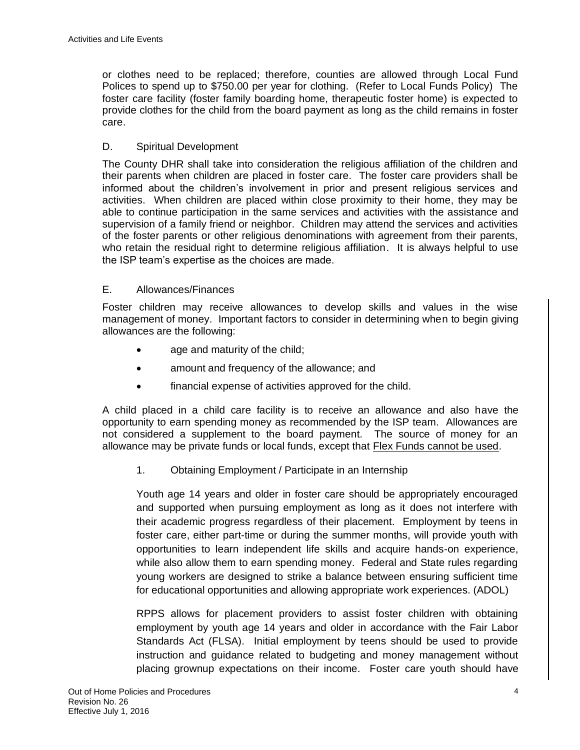or clothes need to be replaced; therefore, counties are allowed through Local Fund Polices to spend up to $750.00 per year for clothing. (Refer to Local Funds Policy) The foster care facility (foster family boarding home, therapeutic foster home) is expected to provide clothes for the child from the board payment as long as the child remains in foster care.

### D. Spiritual Development

The County DHR shall take into consideration the religious affiliation of the children and their parents when children are placed in foster care. The foster care providers shall be informed about the children's involvement in prior and present religious services and activities. When children are placed within close proximity to their home, they may be able to continue participation in the same services and activities with the assistance and supervision of a family friend or neighbor. Children may attend the services and activities of the foster parents or other religious denominations with agreement from their parents, who retain the residual right to determine religious affiliation. It is always helpful to use the ISP team's expertise as the choices are made.

### E. Allowances/Finances

Foster children may receive allowances to develop skills and values in the wise management of money. Important factors to consider in determining when to begin giving allowances are the following:

- age and maturity of the child;
- amount and frequency of the allowance; and
- financial expense of activities approved for the child.

A child placed in a child care facility is to receive an allowance and also have the opportunity to earn spending money as recommended by the ISP team. Allowances are not considered a supplement to the board payment. The source of money for an allowance may be private funds or local funds, except that <u>Flex Funds cannot be used</u>.

#### 1. Obtaining Employment / Participate in an Internship

Youth age 14 years and older in foster care should be appropriately encouraged and supported when pursuing employment as long as it does not interfere with their academic progress regardless of their placement. Employment by teens in foster care, either part-time or during the summer months, will provide youth with opportunities to learn independent life skills and acquire hands-on experience, while also allow them to earn spending money. Federal and State rules regarding young workers are designed to strike a balance between ensuring sufficient time for educational opportunities and allowing appropriate work experiences. (ADOL)

RPPS allows for placement providers to assist foster children with obtaining employment by youth age 14 years and older in accordance with the Fair Labor Standards Act (FLSA). Initial employment by teens should be used to provide instruction and guidance related to budgeting and money management without placing grownup expectations on their income. Foster care youth should have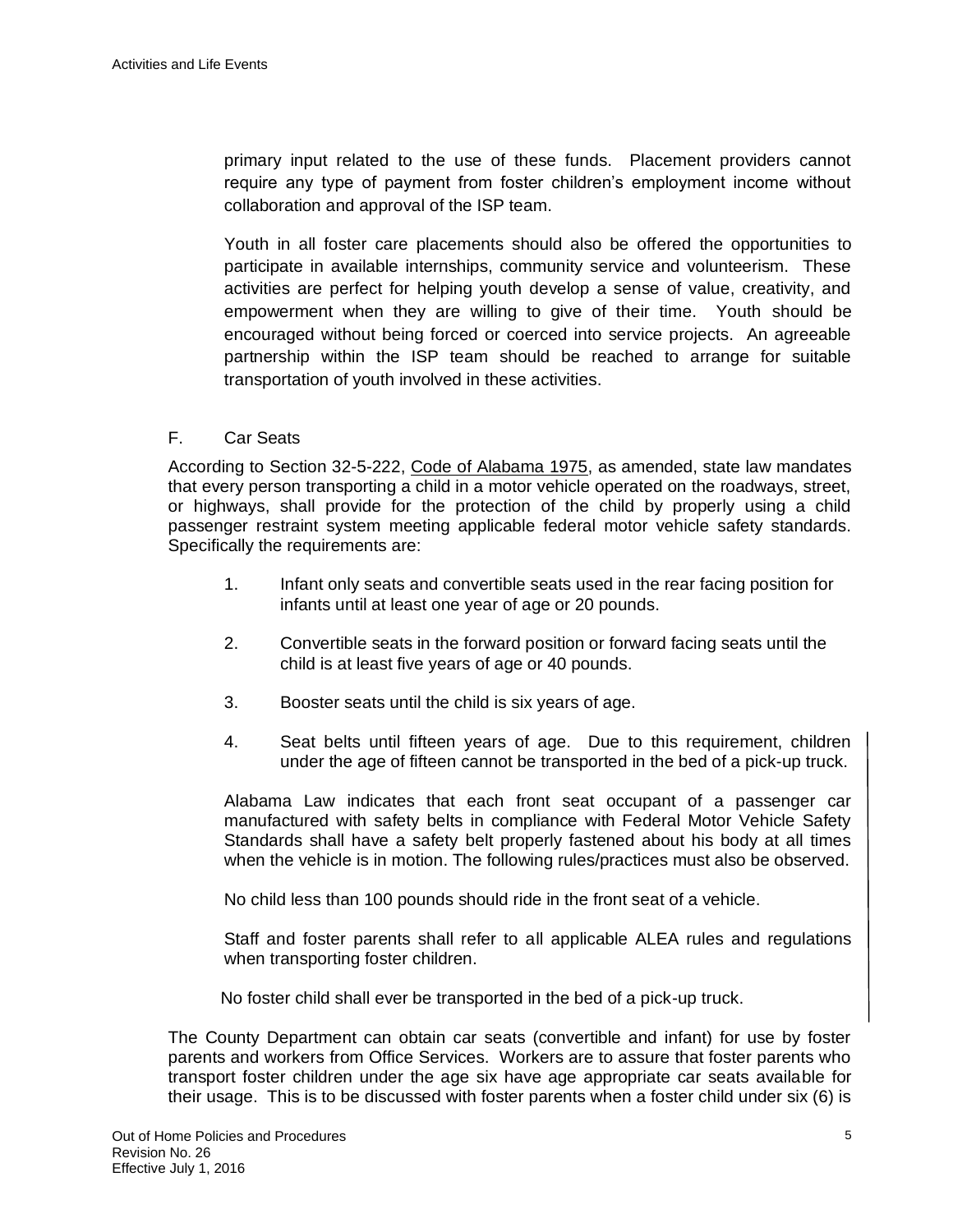primary input related to the use of these funds. Placement providers cannot require any type of payment from foster children's employment income without collaboration and approval of the ISP team.

Youth in all foster care placements should also be offered the opportunities to participate in available internships, community service and volunteerism. These activities are perfect for helping youth develop a sense of value, creativity, and empowerment when they are willing to give of their time. Youth should be encouraged without being forced or coerced into service projects. An agreeable partnership within the ISP team should be reached to arrange for suitable transportation of youth involved in these activities.

## F. Car Seats

According to Section 32-5-222, Code of Alabama 1975, as amended, state law mandates that every person transporting a child in a motor vehicle operated on the roadways, street, or highways, shall provide for the protection of the child by properly using a child passenger restraint system meeting applicable federal motor vehicle safety standards. Specifically the requirements are:

1. Infant only seats and convertible seats used in the rear facing position for infants until at least one year of age or 20 pounds.
2. Convertible seats in the forward position or forward facing seats until the child is at least five years of age or 40 pounds.
3. Booster seats until the child is six years of age.
4. Seat belts until fifteen years of age. Due to this requirement, children under the age of fifteen cannot be transported in the bed of a pick-up truck.

Alabama Law indicates that each front seat occupant of a passenger car manufactured with safety belts in compliance with Federal Motor Vehicle Safety Standards shall have a safety belt properly fastened about his body at all times when the vehicle is in motion. The following rules/practices must also be observed.

No child less than 100 pounds should ride in the front seat of a vehicle.

Staff and foster parents shall refer to all applicable ALEA rules and regulations when transporting foster children.

No foster child shall ever be transported in the bed of a pick-up truck.

The County Department can obtain car seats (convertible and infant) for use by foster parents and workers from Office Services. Workers are to assure that foster parents who transport foster children under the age six have age appropriate car seats available for their usage. This is to be discussed with foster parents when a foster child under six (6) is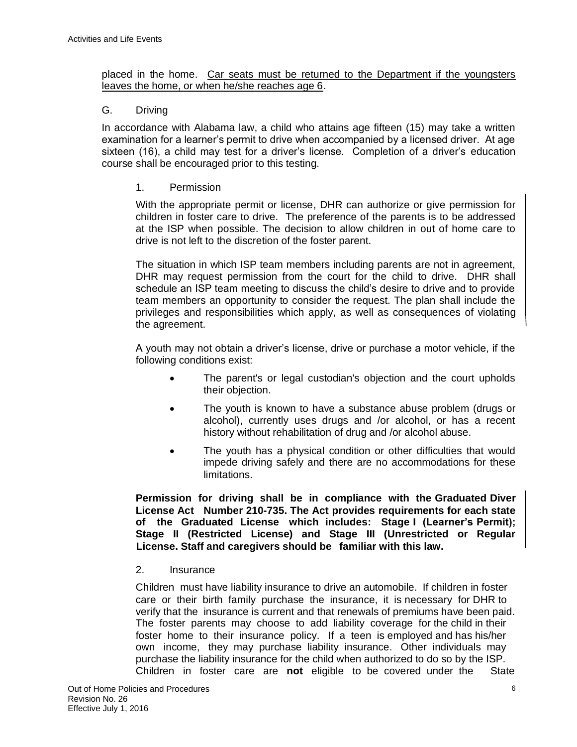placed in the home. Car seats must be returned to the Department if the youngsters leaves the home, or when he/she reaches age 6.

## G. Driving

In accordance with Alabama law, a child who attains age fifteen (15) may take a written examination for a learner's permit to drive when accompanied by a licensed driver. At age sixteen (16), a child may test for a driver's license. Completion of a driver's education course shall be encouraged prior to this testing.

### 1. Permission

With the appropriate permit or license, DHR can authorize or give permission for children in foster care to drive. The preference of the parents is to be addressed at the ISP when possible. The decision to allow children in out of home care to drive is not left to the discretion of the foster parent.

The situation in which ISP team members including parents are not in agreement, DHR may request permission from the court for the child to drive. DHR shall schedule an ISP team meeting to discuss the child's desire to drive and to provide team members an opportunity to consider the request. The plan shall include the privileges and responsibilities which apply, as well as consequences of violating the agreement.

A youth may not obtain a driver's license, drive or purchase a motor vehicle, if the following conditions exist:

- The parent's or legal custodian's objection and the court upholds their objection.
- The youth is known to have a substance abuse problem (drugs or alcohol), currently uses drugs and /or alcohol, or has a recent history without rehabilitation of drug and /or alcohol abuse.
- The youth has a physical condition or other difficulties that would impede driving safely and there are no accommodations for these limitations.

**Permission for driving shall be in compliance with the Graduated Diver License Act Number 210-735. The Act provides requirements for each state of the Graduated License which includes: Stage I (Learner's Permit); Stage II (Restricted License) and Stage III (Unrestricted or Regular License. Staff and caregivers should be familiar with this law.**

### 2. Insurance

Children must have liability insurance to drive an automobile. If children in foster care or their birth family purchase the insurance, it is necessary for DHR to verify that the insurance is current and that renewals of premiums have been paid. The foster parents may choose to add liability coverage for the child in their foster home to their insurance policy. If a teen is employed and has his/her own income, they may purchase liability insurance. Other individuals may purchase the liability insurance for the child when authorized to do so by the ISP. Children in foster care are **not** eligible to be covered under the State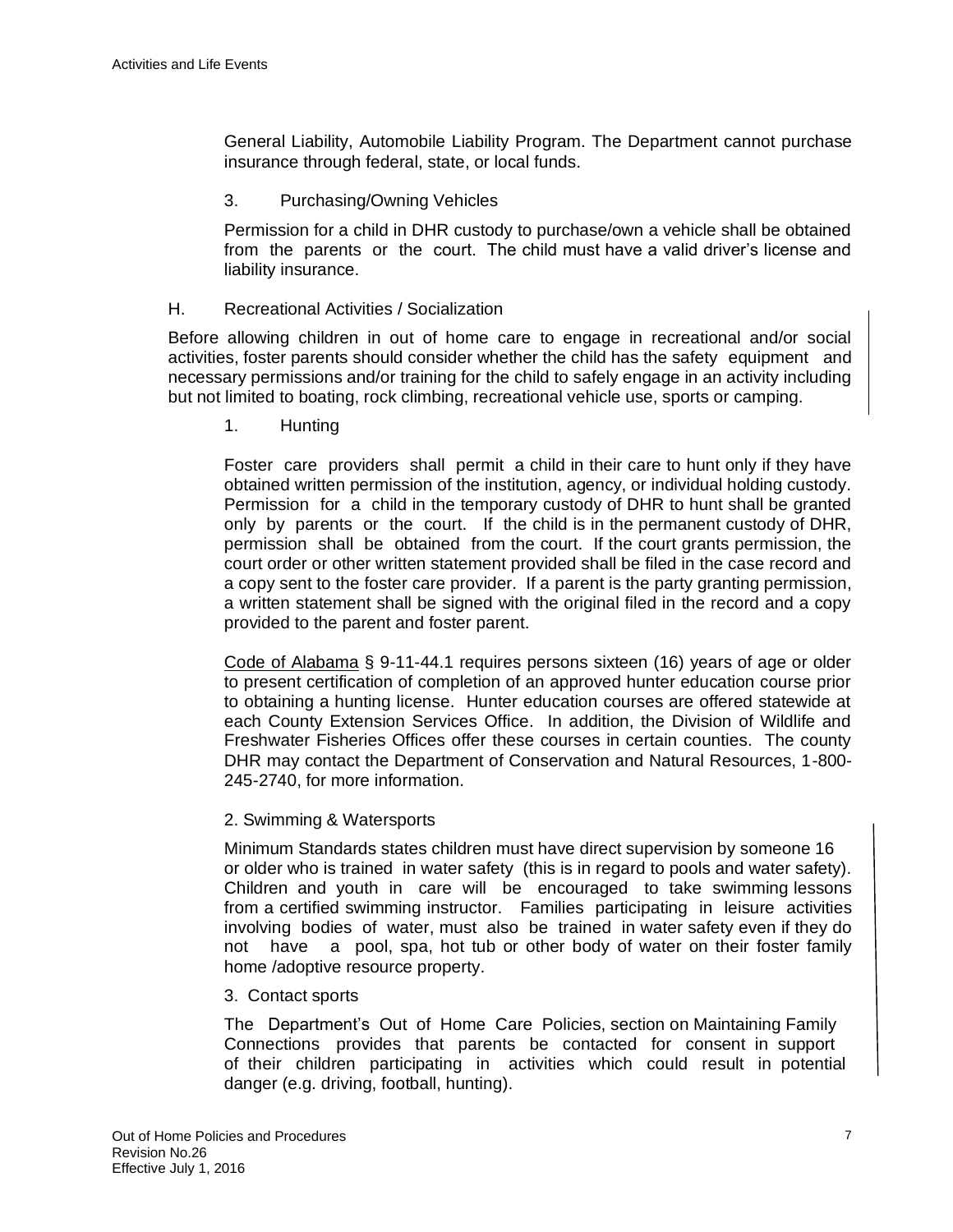General Liability, Automobile Liability Program. The Department cannot purchase insurance through federal, state, or local funds.

3. Purchasing/Owning Vehicles

Permission for a child in DHR custody to purchase/own a vehicle shall be obtained from the parents or the court. The child must have a valid driver's license and liability insurance.

H. Recreational Activities / Socialization

Before allowing children in out of home care to engage in recreational and/or social activities, foster parents should consider whether the child has the safety equipment and necessary permissions and/or training for the child to safely engage in an activity including but not limited to boating, rock climbing, recreational vehicle use, sports or camping.

1. Hunting

Foster care providers shall permit a child in their care to hunt only if they have obtained written permission of the institution, agency, or individual holding custody. Permission for a child in the temporary custody of DHR to hunt shall be granted only by parents or the court. If the child is in the permanent custody of DHR, permission shall be obtained from the court. If the court grants permission, the court order or other written statement provided shall be filed in the case record and a copy sent to the foster care provider. If a parent is the party granting permission, a written statement shall be signed with the original filed in the record and a copy provided to the parent and foster parent.

Code of Alabama § 9-11-44.1 requires persons sixteen (16) years of age or older to present certification of completion of an approved hunter education course prior to obtaining a hunting license. Hunter education courses are offered statewide at each County Extension Services Office. In addition, the Division of Wildlife and Freshwater Fisheries Offices offer these courses in certain counties. The county DHR may contact the Department of Conservation and Natural Resources, 1-800-245-2740, for more information.

2. Swimming & Watersports

Minimum Standards states children must have direct supervision by someone 16 or older who is trained in water safety (this is in regard to pools and water safety). Children and youth in care will be encouraged to take swimming lessons from a certified swimming instructor. Families participating in leisure activities involving bodies of water, must also be trained in water safety even if they do not have a pool, spa, hot tub or other body of water on their foster family home /adoptive resource property.

3. Contact sports

The Department's Out of Home Care Policies, section on Maintaining Family Connections provides that parents be contacted for consent in support of their children participating in activities which could result in potential danger (e.g. driving, football, hunting).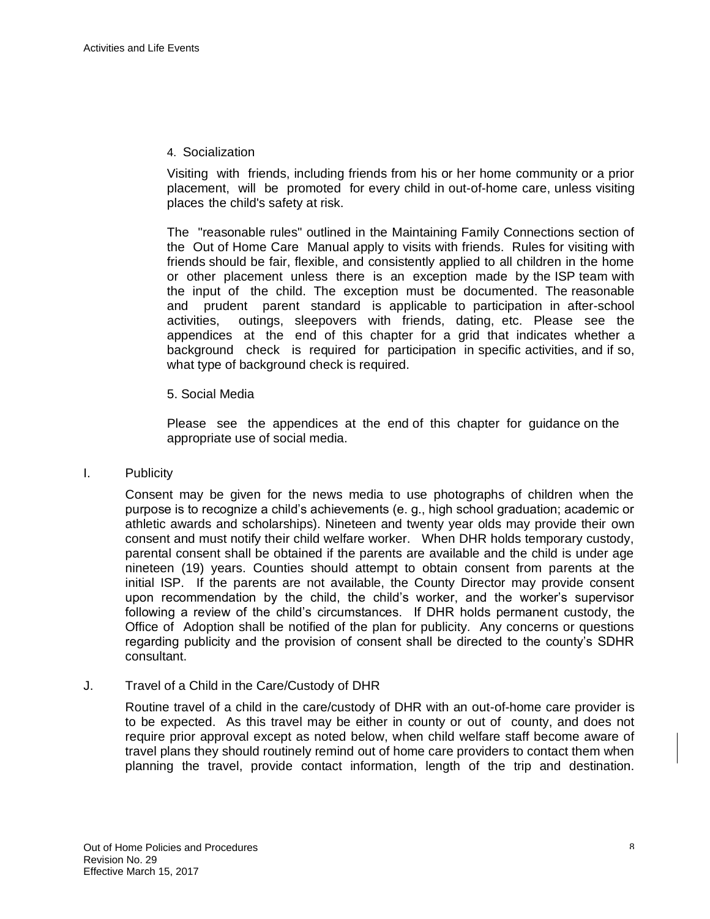#### 4. Socialization

Visiting with friends, including friends from his or her home community or a prior placement, will be promoted for every child in out-of-home care, unless visiting places the child's safety at risk.

The "reasonable rules" outlined in the Maintaining Family Connections section of the Out of Home Care Manual apply to visits with friends. Rules for visiting with friends should be fair, flexible, and consistently applied to all children in the home or other placement unless there is an exception made by the ISP team with the input of the child. The exception must be documented. The reasonable and prudent parent standard is applicable to participation in after-school activities, outings, sleepovers with friends, dating, etc. Please see the appendices at the end of this chapter for a grid that indicates whether a background check is required for participation in specific activities, and if so, what type of background check is required.

#### 5. Social Media

Please see the appendices at the end of this chapter for guidance on the appropriate use of social media.

### I. Publicity

Consent may be given for the news media to use photographs of children when the purpose is to recognize a child's achievements (e. g., high school graduation; academic or athletic awards and scholarships). Nineteen and twenty year olds may provide their own consent and must notify their child welfare worker. When DHR holds temporary custody, parental consent shall be obtained if the parents are available and the child is under age nineteen (19) years. Counties should attempt to obtain consent from parents at the initial ISP. If the parents are not available, the County Director may provide consent upon recommendation by the child, the child's worker, and the worker's supervisor following a review of the child's circumstances. If DHR holds permanent custody, the Office of Adoption shall be notified of the plan for publicity. Any concerns or questions regarding publicity and the provision of consent shall be directed to the county's SDHR consultant.

### J. Travel of a Child in the Care/Custody of DHR

Routine travel of a child in the care/custody of DHR with an out-of-home care provider is to be expected. As this travel may be either in county or out of county, and does not require prior approval except as noted below, when child welfare staff become aware of travel plans they should routinely remind out of home care providers to contact them when planning the travel, provide contact information, length of the trip and destination.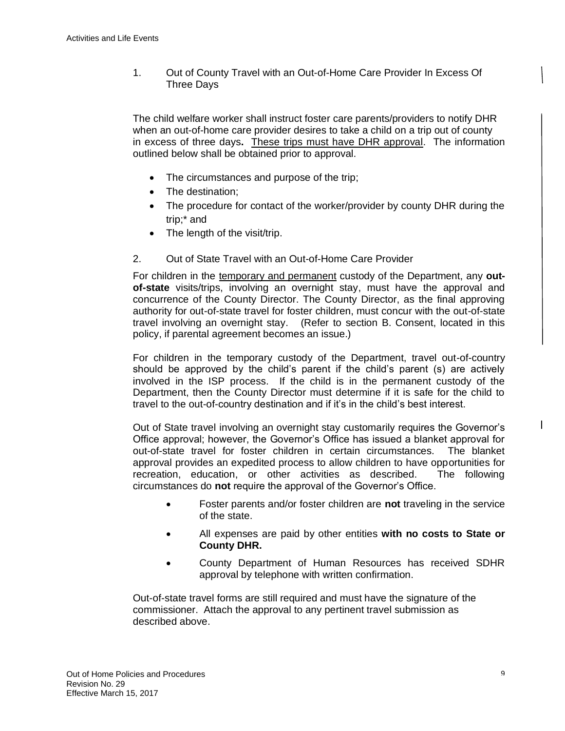1. Out of County Travel with an Out-of-Home Care Provider In Excess Of Three Days

The child welfare worker shall instruct foster care parents/providers to notify DHR when an out-of-home care provider desires to take a child on a trip out of county in excess of three days**.** <u>These trips must have DHR approval</u>. The information outlined below shall be obtained prior to approval.

- The circumstances and purpose of the trip;
- The destination;
- The procedure for contact of the worker/provider by county DHR during the trip;* and
- The length of the visit/trip.

2. Out of State Travel with an Out-of-Home Care Provider

For children in the <u>temporary and permanent</u> custody of the Department, any **out-of-state** visits/trips, involving an overnight stay, must have the approval and concurrence of the County Director. The County Director, as the final approving authority for out-of-state travel for foster children, must concur with the out-of-state travel involving an overnight stay. (Refer to section B. Consent, located in this policy, if parental agreement becomes an issue.)

For children in the temporary custody of the Department, travel out-of-country should be approved by the child's parent if the child's parent (s) are actively involved in the ISP process. If the child is in the permanent custody of the Department, then the County Director must determine if it is safe for the child to travel to the out-of-country destination and if it's in the child's best interest.

Out of State travel involving an overnight stay customarily requires the Governor's Office approval; however, the Governor's Office has issued a blanket approval for out-of-state travel for foster children in certain circumstances. The blanket approval provides an expedited process to allow children to have opportunities for recreation, education, or other activities as described. The following circumstances do **not** require the approval of the Governor's Office.

- Foster parents and/or foster children are **not** traveling in the service of the state.
- All expenses are paid by other entities **with no costs to State or County DHR.**
- County Department of Human Resources has received SDHR approval by telephone with written confirmation.

Out-of-state travel forms are still required and must have the signature of the commissioner. Attach the approval to any pertinent travel submission as described above.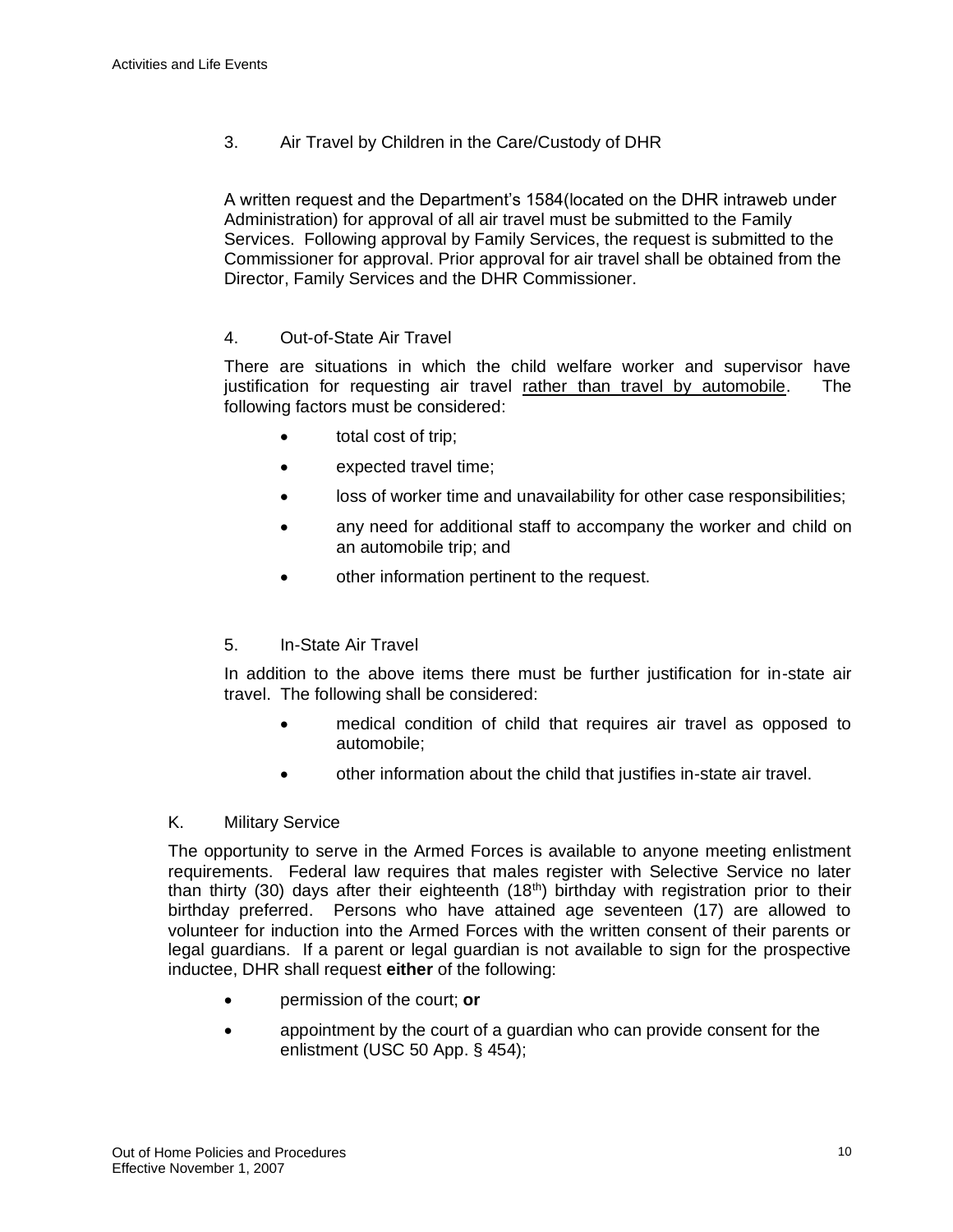### 3. Air Travel by Children in the Care/Custody of DHR

A written request and the Department's 1584(located on the DHR intraweb under Administration) for approval of all air travel must be submitted to the Family Services. Following approval by Family Services, the request is submitted to the Commissioner for approval. Prior approval for air travel shall be obtained from the Director, Family Services and the DHR Commissioner.

### 4. Out-of-State Air Travel

There are situations in which the child welfare worker and supervisor have justification for requesting air travel rather than travel by automobile. The following factors must be considered:

- total cost of trip;
- expected travel time;
- loss of worker time and unavailability for other case responsibilities;
- any need for additional staff to accompany the worker and child on an automobile trip; and
- other information pertinent to the request.

### 5. In-State Air Travel

In addition to the above items there must be further justification for in-state air travel. The following shall be considered:

- medical condition of child that requires air travel as opposed to automobile;
- other information about the child that justifies in-state air travel.

## K. Military Service

The opportunity to serve in the Armed Forces is available to anyone meeting enlistment requirements. Federal law requires that males register with Selective Service no later than thirty (30) days after their eighteenth (18th) birthday with registration prior to their birthday preferred. Persons who have attained age seventeen (17) are allowed to volunteer for induction into the Armed Forces with the written consent of their parents or legal guardians. If a parent or legal guardian is not available to sign for the prospective inductee, DHR shall request **either** of the following:

- permission of the court; **or**
- appointment by the court of a guardian who can provide consent for the enlistment (USC 50 App. § 454);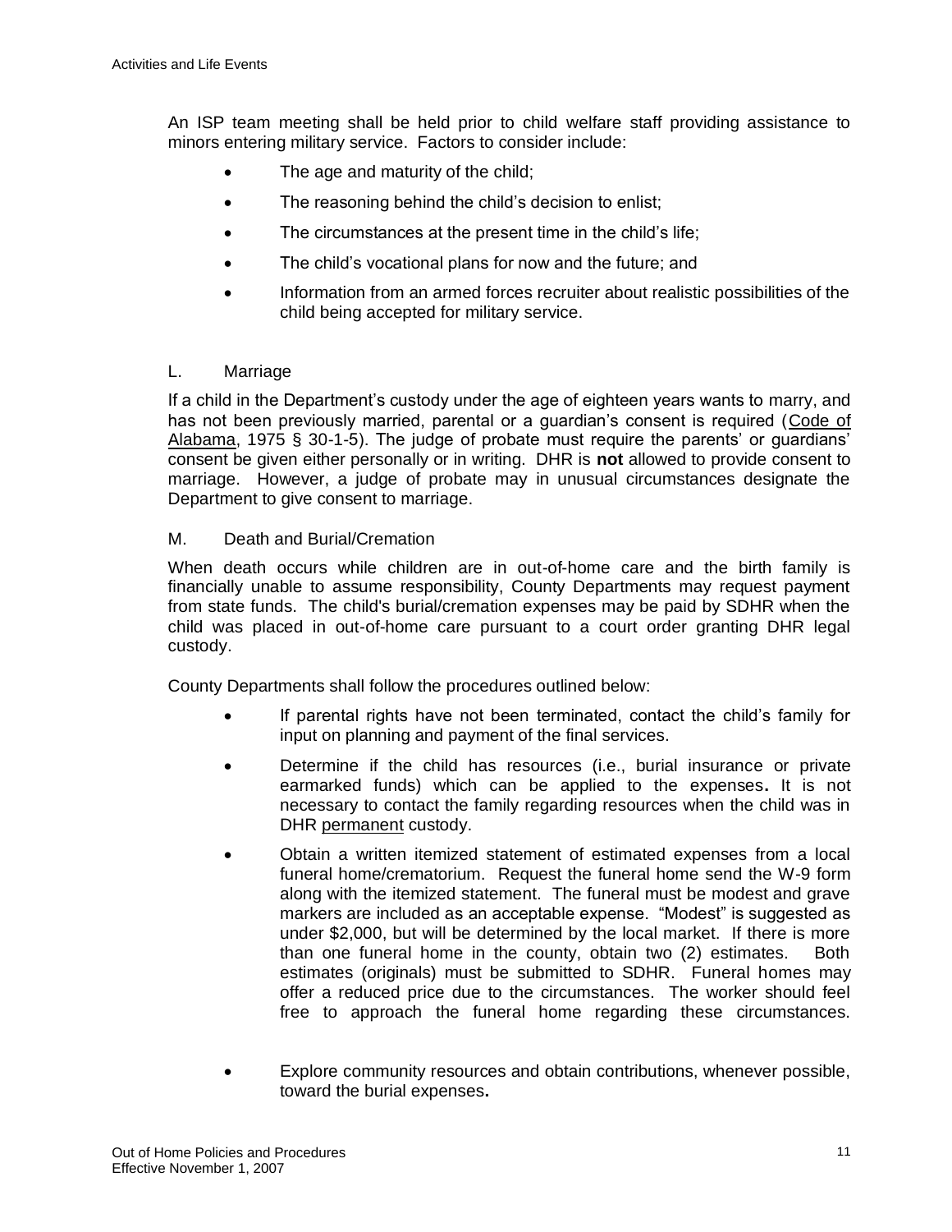An ISP team meeting shall be held prior to child welfare staff providing assistance to minors entering military service. Factors to consider include:

- The age and maturity of the child;
- The reasoning behind the child's decision to enlist;
- The circumstances at the present time in the child's life;
- The child's vocational plans for now and the future; and
- Information from an armed forces recruiter about realistic possibilities of the child being accepted for military service.

## L. Marriage

If a child in the Department's custody under the age of eighteen years wants to marry, and has not been previously married, parental or a guardian's consent is required (Code of Alabama, 1975 § 30-1-5). The judge of probate must require the parents' or guardians' consent be given either personally or in writing. DHR is **not** allowed to provide consent to marriage. However, a judge of probate may in unusual circumstances designate the Department to give consent to marriage.

## M. Death and Burial/Cremation

When death occurs while children are in out-of-home care and the birth family is financially unable to assume responsibility, County Departments may request payment from state funds. The child's burial/cremation expenses may be paid by SDHR when the child was placed in out-of-home care pursuant to a court order granting DHR legal custody.

County Departments shall follow the procedures outlined below:

- If parental rights have not been terminated, contact the child's family for input on planning and payment of the final services.
- Determine if the child has resources (i.e., burial insurance or private earmarked funds) which can be applied to the expenses. It is not necessary to contact the family regarding resources when the child was in DHR permanent custody.
- Obtain a written itemized statement of estimated expenses from a local funeral home/crematorium. Request the funeral home send the W-9 form along with the itemized statement. The funeral must be modest and grave markers are included as an acceptable expense. "Modest" is suggested as under $2,000, but will be determined by the local market. If there is more than one funeral home in the county, obtain two (2) estimates. Both estimates (originals) must be submitted to SDHR. Funeral homes may offer a reduced price due to the circumstances. The worker should feel free to approach the funeral home regarding these circumstances.
- Explore community resources and obtain contributions, whenever possible, toward the burial expenses.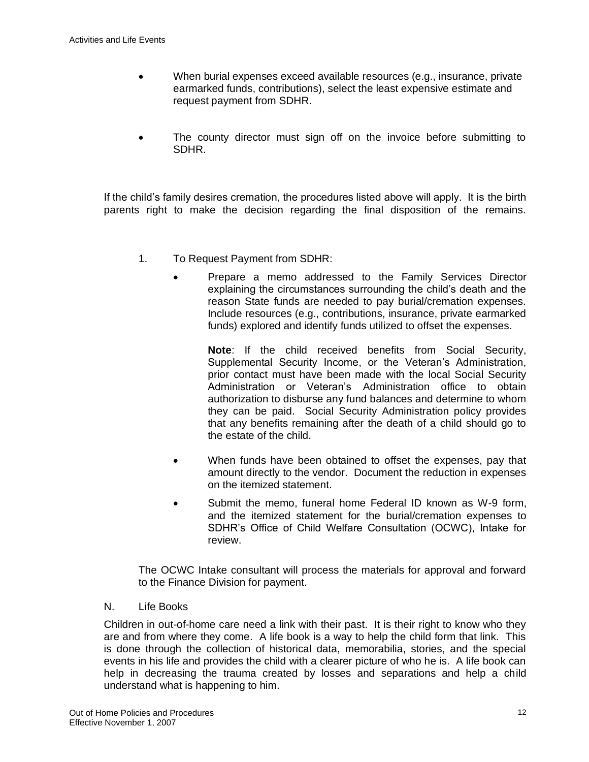- When burial expenses exceed available resources (e.g., insurance, private earmarked funds, contributions), select the least expensive estimate and request payment from SDHR.

- The county director must sign off on the invoice before submitting to SDHR.

If the child's family desires cremation, the procedures listed above will apply. It is the birth parents right to make the decision regarding the final disposition of the remains.

1. To Request Payment from SDHR:

   - Prepare a memo addressed to the Family Services Director explaining the circumstances surrounding the child's death and the reason State funds are needed to pay burial/cremation expenses. Include resources (e.g., contributions, insurance, private earmarked funds) explored and identify funds utilized to offset the expenses.

     **Note**: If the child received benefits from Social Security, Supplemental Security Income, or the Veteran's Administration, prior contact must have been made with the local Social Security Administration or Veteran's Administration office to obtain authorization to disburse any fund balances and determine to whom they can be paid. Social Security Administration policy provides that any benefits remaining after the death of a child should go to the estate of the child.

   - When funds have been obtained to offset the expenses, pay that amount directly to the vendor. Document the reduction in expenses on the itemized statement.

   - Submit the memo, funeral home Federal ID known as W-9 form, and the itemized statement for the burial/cremation expenses to SDHR's Office of Child Welfare Consultation (OCWC), Intake for review.

   The OCWC Intake consultant will process the materials for approval and forward to the Finance Division for payment.

N. Life Books

Children in out-of-home care need a link with their past. It is their right to know who they are and from where they come. A life book is a way to help the child form that link. This is done through the collection of historical data, memorabilia, stories, and the special events in his life and provides the child with a clearer picture of who he is. A life book can help in decreasing the trauma created by losses and separations and help a child understand what is happening to him.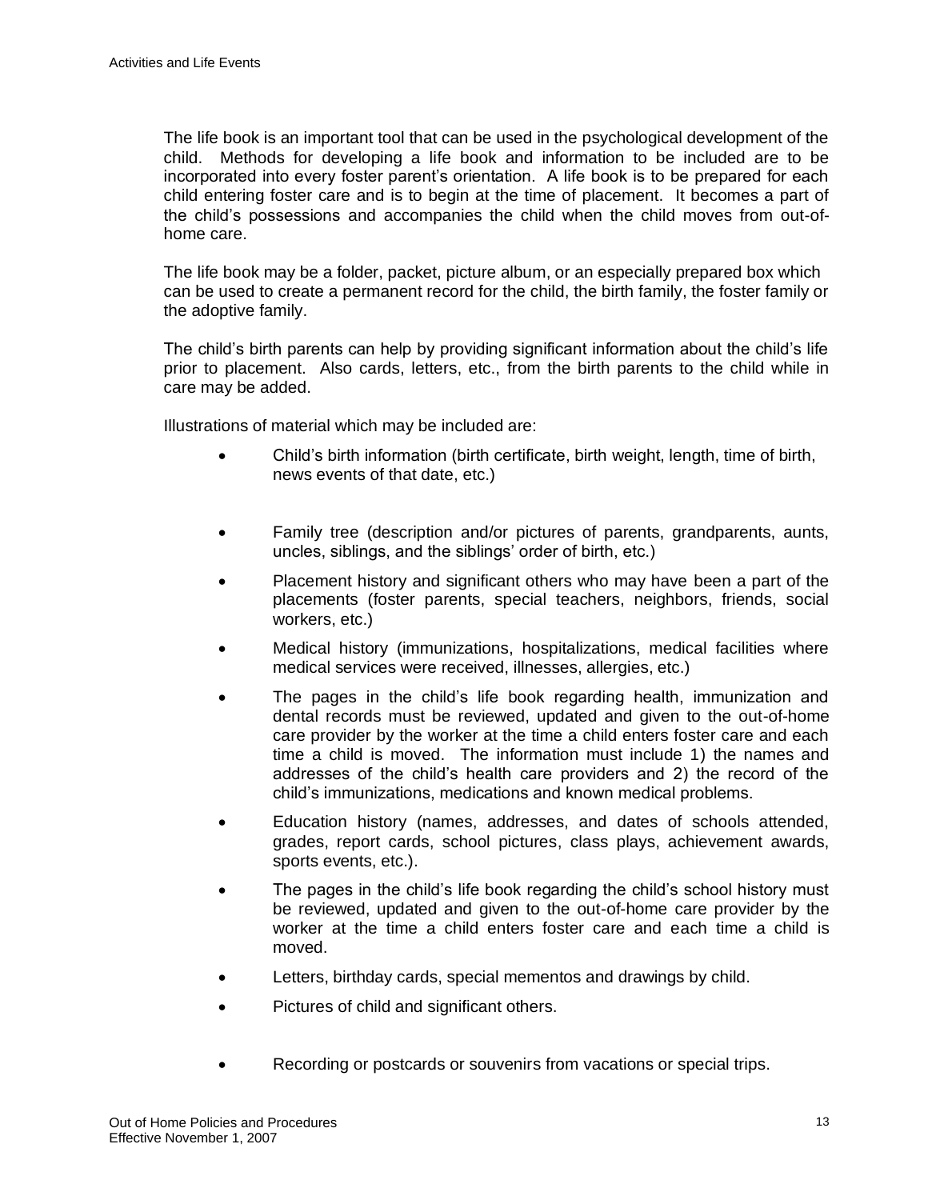The life book is an important tool that can be used in the psychological development of the child. Methods for developing a life book and information to be included are to be incorporated into every foster parent's orientation. A life book is to be prepared for each child entering foster care and is to begin at the time of placement. It becomes a part of the child's possessions and accompanies the child when the child moves from out-of-home care.

The life book may be a folder, packet, picture album, or an especially prepared box which can be used to create a permanent record for the child, the birth family, the foster family or the adoptive family.

The child's birth parents can help by providing significant information about the child's life prior to placement. Also cards, letters, etc., from the birth parents to the child while in care may be added.

Illustrations of material which may be included are:

- Child's birth information (birth certificate, birth weight, length, time of birth, news events of that date, etc.)
- Family tree (description and/or pictures of parents, grandparents, aunts, uncles, siblings, and the siblings' order of birth, etc.)
- Placement history and significant others who may have been a part of the placements (foster parents, special teachers, neighbors, friends, social workers, etc.)
- Medical history (immunizations, hospitalizations, medical facilities where medical services were received, illnesses, allergies, etc.)
- The pages in the child's life book regarding health, immunization and dental records must be reviewed, updated and given to the out-of-home care provider by the worker at the time a child enters foster care and each time a child is moved. The information must include 1) the names and addresses of the child's health care providers and 2) the record of the child's immunizations, medications and known medical problems.
- Education history (names, addresses, and dates of schools attended, grades, report cards, school pictures, class plays, achievement awards, sports events, etc.).
- The pages in the child's life book regarding the child's school history must be reviewed, updated and given to the out-of-home care provider by the worker at the time a child enters foster care and each time a child is moved.
- Letters, birthday cards, special mementos and drawings by child.
- Pictures of child and significant others.
- Recording or postcards or souvenirs from vacations or special trips.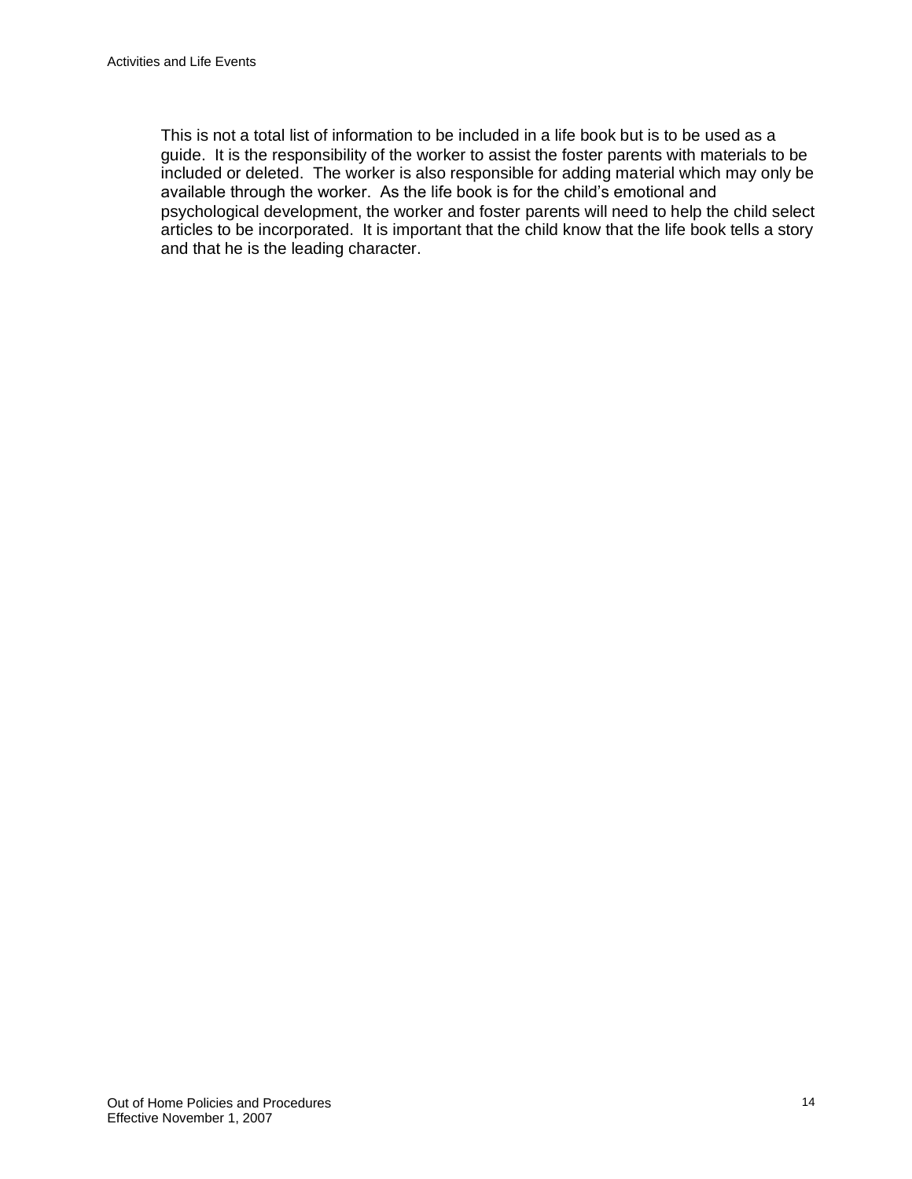This is not a total list of information to be included in a life book but is to be used as a guide. It is the responsibility of the worker to assist the foster parents with materials to be included or deleted. The worker is also responsible for adding material which may only be available through the worker. As the life book is for the child's emotional and psychological development, the worker and foster parents will need to help the child select articles to be incorporated. It is important that the child know that the life book tells a story and that he is the leading character.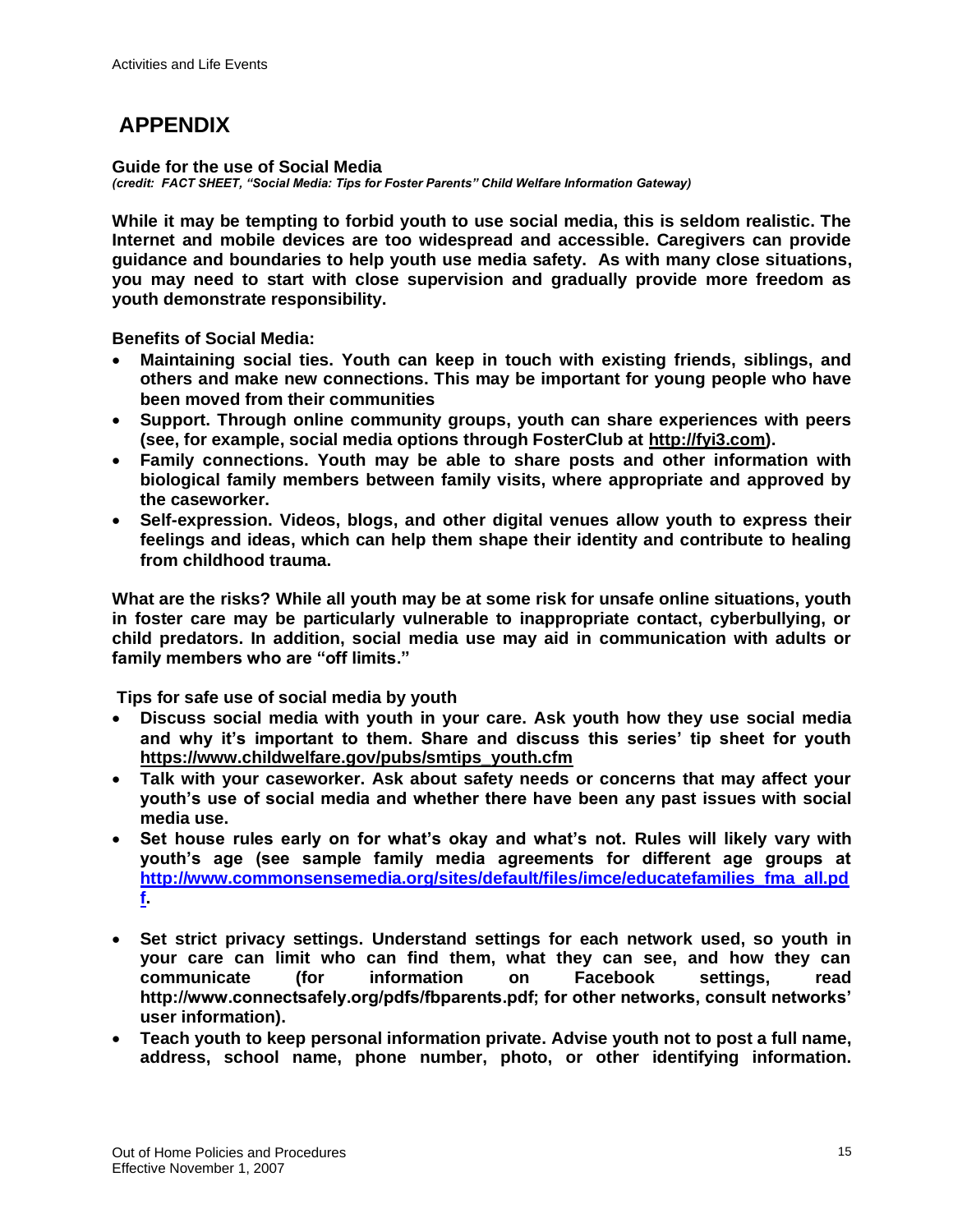# APPENDIX

**Guide for the use of Social Media**
***(credit: FACT SHEET, "Social Media: Tips for Foster Parents" Child Welfare Information Gateway)***

**While it may be tempting to forbid youth to use social media, this is seldom realistic. The Internet and mobile devices are too widespread and accessible. Caregivers can provide guidance and boundaries to help youth use media safety. As with many close situations, you may need to start with close supervision and gradually provide more freedom as youth demonstrate responsibility.**

**Benefits of Social Media:**

- **Maintaining social ties. Youth can keep in touch with existing friends, siblings, and others and make new connections. This may be important for young people who have been moved from their communities**
- **Support. Through online community groups, youth can share experiences with peers (see, for example, social media options through FosterClub at http://fyi3.com).**
- **Family connections. Youth may be able to share posts and other information with biological family members between family visits, where appropriate and approved by the caseworker.**
- **Self-expression. Videos, blogs, and other digital venues allow youth to express their feelings and ideas, which can help them shape their identity and contribute to healing from childhood trauma.**

**What are the risks? While all youth may be at some risk for unsafe online situations, youth in foster care may be particularly vulnerable to inappropriate contact, cyberbullying, or child predators. In addition, social media use may aid in communication with adults or family members who are "off limits."**

**Tips for safe use of social media by youth**

- **Discuss social media with youth in your care. Ask youth how they use social media and why it's important to them. Share and discuss this series' tip sheet for youth https://www.childwelfare.gov/pubs/smtips_youth.cfm**
- **Talk with your caseworker. Ask about safety needs or concerns that may affect your youth's use of social media and whether there have been any past issues with social media use.**
- **Set house rules early on for what's okay and what's not. Rules will likely vary with youth's age (see sample family media agreements for different age groups at http://www.commonsensemedia.org/sites/default/files/imce/educatefamilies_fma_all.pdf.**
- **Set strict privacy settings. Understand settings for each network used, so youth in your care can limit who can find them, what they can see, and how they can communicate (for information on Facebook settings, read http://www.connectsafely.org/pdfs/fbparents.pdf; for other networks, consult networks' user information).**
- **Teach youth to keep personal information private. Advise youth not to post a full name, address, school name, phone number, photo, or other identifying information.**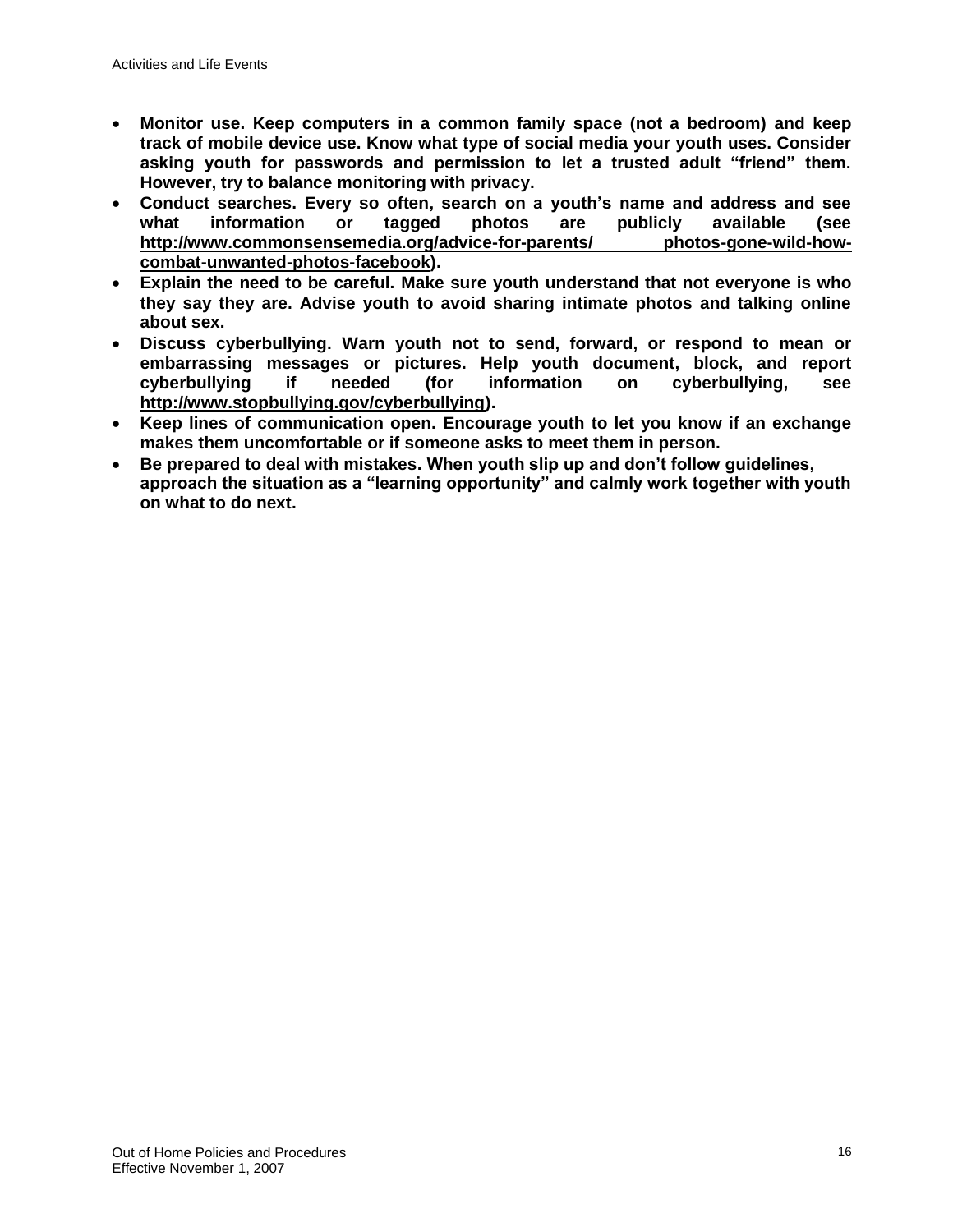- **Monitor use. Keep computers in a common family space (not a bedroom) and keep track of mobile device use. Know what type of social media your youth uses. Consider asking youth for passwords and permission to let a trusted adult "friend" them. However, try to balance monitoring with privacy.**
- **Conduct searches. Every so often, search on a youth's name and address and see what information or tagged photos are publicly available (see http://www.commonsensemedia.org/advice-for-parents/ photos-gone-wild-how-combat-unwanted-photos-facebook).**
- **Explain the need to be careful. Make sure youth understand that not everyone is who they say they are. Advise youth to avoid sharing intimate photos and talking online about sex.**
- **Discuss cyberbullying. Warn youth not to send, forward, or respond to mean or embarrassing messages or pictures. Help youth document, block, and report cyberbullying if needed (for information on cyberbullying, see http://www.stopbullying.gov/cyberbullying).**
- **Keep lines of communication open. Encourage youth to let you know if an exchange makes them uncomfortable or if someone asks to meet them in person.**
- **Be prepared to deal with mistakes. When youth slip up and don't follow guidelines, approach the situation as a "learning opportunity" and calmly work together with youth on what to do next.**